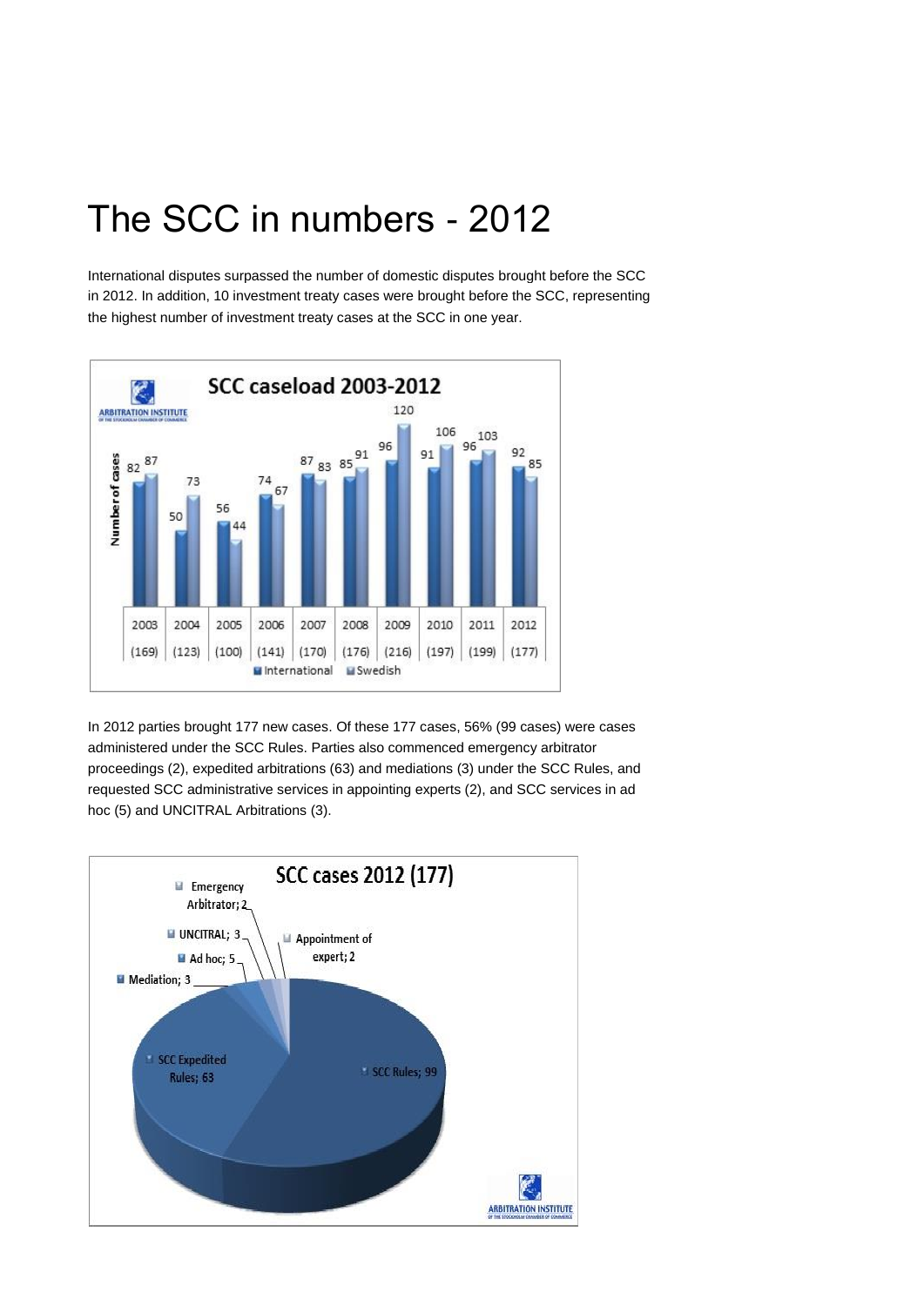# The SCC in numbers - 2012

International disputes surpassed the number of domestic disputes brought before the SCC in 2012. In addition, 10 investment treaty cases were brought before the SCC, representing the highest number of investment treaty cases at the SCC in one year.

**SCC caseload 2003-2012**

| Year | International | Swedish | Total |
|---|---|---|---|
| 2003 | 82 | 87 | (169) |
| 2004 | 50 | 73 | (123) |
| 2005 | 56 | 44 | (100) |
| 2006 | 74 | 67 | (141) |
| 2007 | 87 | 83 | (170) |
| 2008 | 85 | 91 | (176) |
| 2009 | 96 | 120 | (216) |
| 2010 | 91 | 106 | (197) |
| 2011 | 96 | 103 | (199) |
| 2012 | 92 | 85 | (177) |

In 2012 parties brought 177 new cases. Of these 177 cases, 56% (99 cases) were cases administered under the SCC Rules. Parties also commenced emergency arbitrator proceedings (2), expedited arbitrations (63) and mediations (3) under the SCC Rules, and requested SCC administrative services in appointing experts (2), and SCC services in ad hoc (5) and UNCITRAL Arbitrations (3).

**SCC cases 2012 (177)**

| Type | Cases |
|---|---|
| SCC Rules | 99 |
| SCC Expedited Rules | 63 |
| Mediation | 3 |
| Ad hoc | 5 |
| UNCITRAL | 3 |
| Emergency Arbitrator | 2 |
| Appointment of expert | 2 |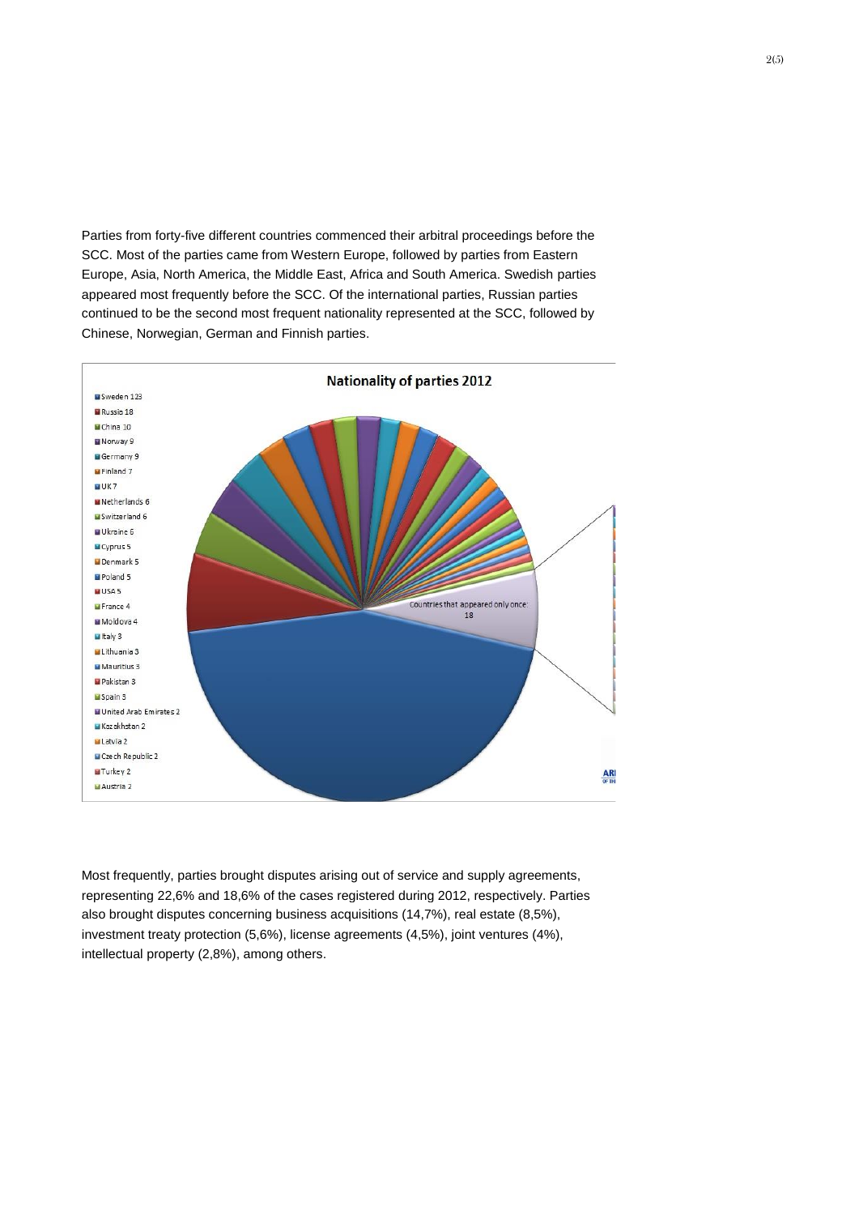Parties from forty-five different countries commenced their arbitral proceedings before the SCC. Most of the parties came from Western Europe, followed by parties from Eastern Europe, Asia, North America, the Middle East, Africa and South America. Swedish parties appeared most frequently before the SCC. Of the international parties, Russian parties continued to be the second most frequent nationality represented at the SCC, followed by Chinese, Norwegian, German and Finnish parties.

**Nationality of parties 2012**

- Sweden 123
- Russia 18
- China 10
- Norway 9
- Germany 9
- Finland 7
- UK 7
- Netherlands 6
- Switzerland 6
- Ukraine 6
- Cyprus 5
- Denmark 5
- Poland 5
- USA 5
- France 4
- Moldova 4
- Italy 3
- Lithuania 3
- Mauritius 3
- Pakistan 3
- Spain 3
- United Arab Emirates 2
- Kazakhstan 2
- Latvia 2
- Czech Republic 2
- Turkey 2
- Austria 2

Countries that appeared only once: 18

Most frequently, parties brought disputes arising out of service and supply agreements, representing 22,6% and 18,6% of the cases registered during 2012, respectively. Parties also brought disputes concerning business acquisitions (14,7%), real estate (8,5%), investment treaty protection (5,6%), license agreements (4,5%), joint ventures (4%), intellectual property (2,8%), among others.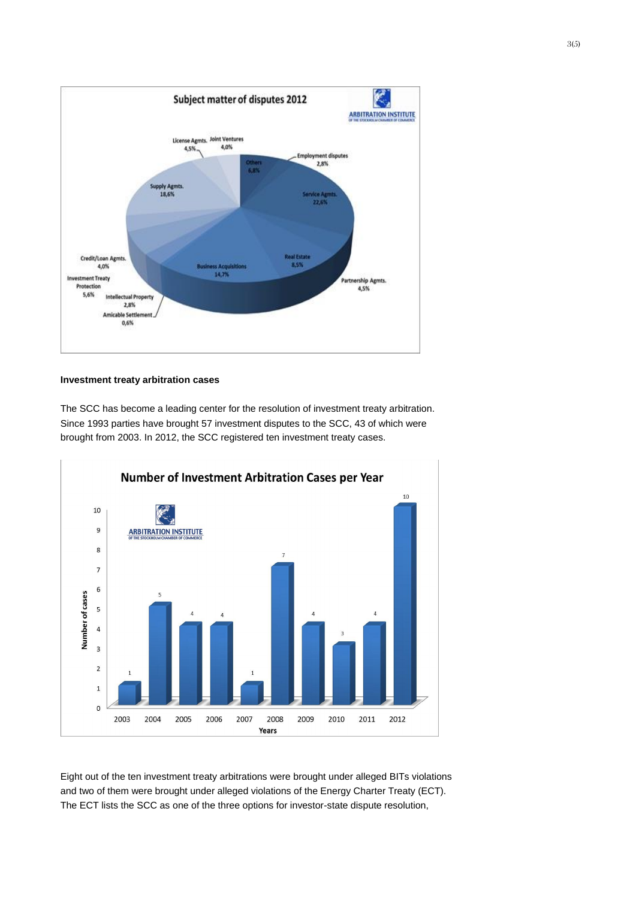## Investment treaty arbitration cases

The SCC has become a leading center for the resolution of investment treaty arbitration. Since 1993 parties have brought 57 investment disputes to the SCC, 43 of which were brought from 2003. In 2012, the SCC registered ten investment treaty cases.

Eight out of the ten investment treaty arbitrations were brought under alleged BITs violations and two of them were brought under alleged violations of the Energy Charter Treaty (ECT). The ECT lists the SCC as one of the three options for investor-state dispute resolution,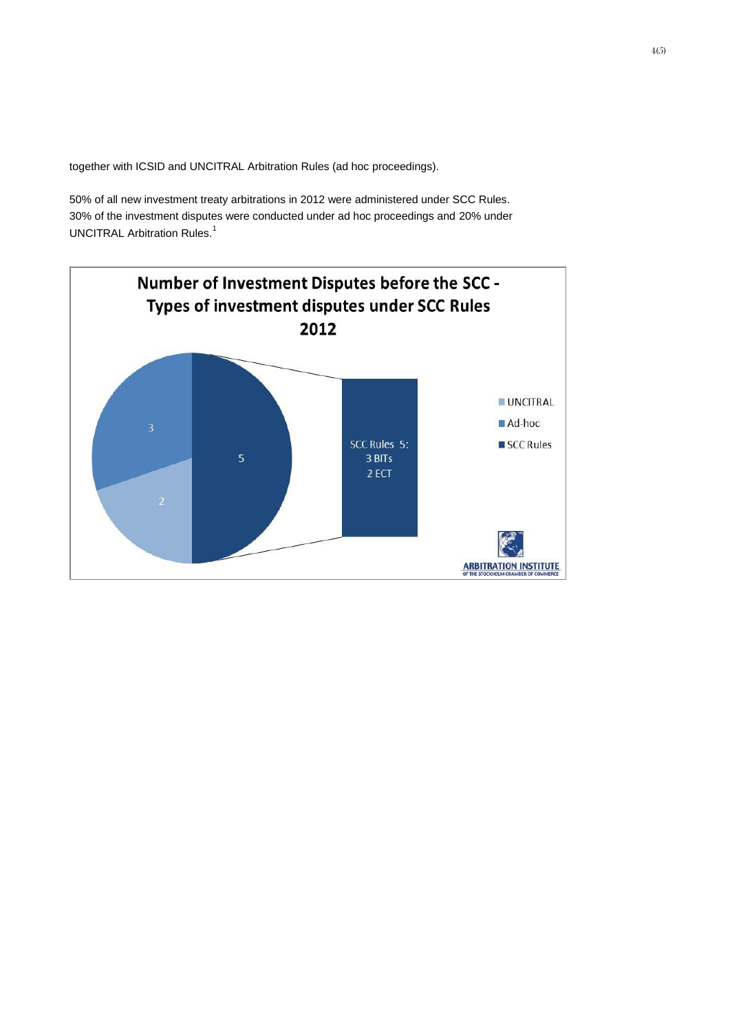together with ICSID and UNCITRAL Arbitration Rules (ad hoc proceedings).

50% of all new investment treaty arbitrations in 2012 were administered under SCC Rules. 30% of the investment disputes were conducted under ad hoc proceedings and 20% under UNCITRAL Arbitration Rules.[1]

**Number of Investment Disputes before the SCC - Types of investment disputes under SCC Rules 2012**

| Type | Number |
|---|---|
| UNCITRAL | 2 |
| Ad-hoc | 3 |
| SCC Rules | 5 |

SCC Rules 5:
3 BITs
2 ECT

ARBITRATION INSTITUTE OF THE STOCKHOLM CHAMBER OF COMMERCE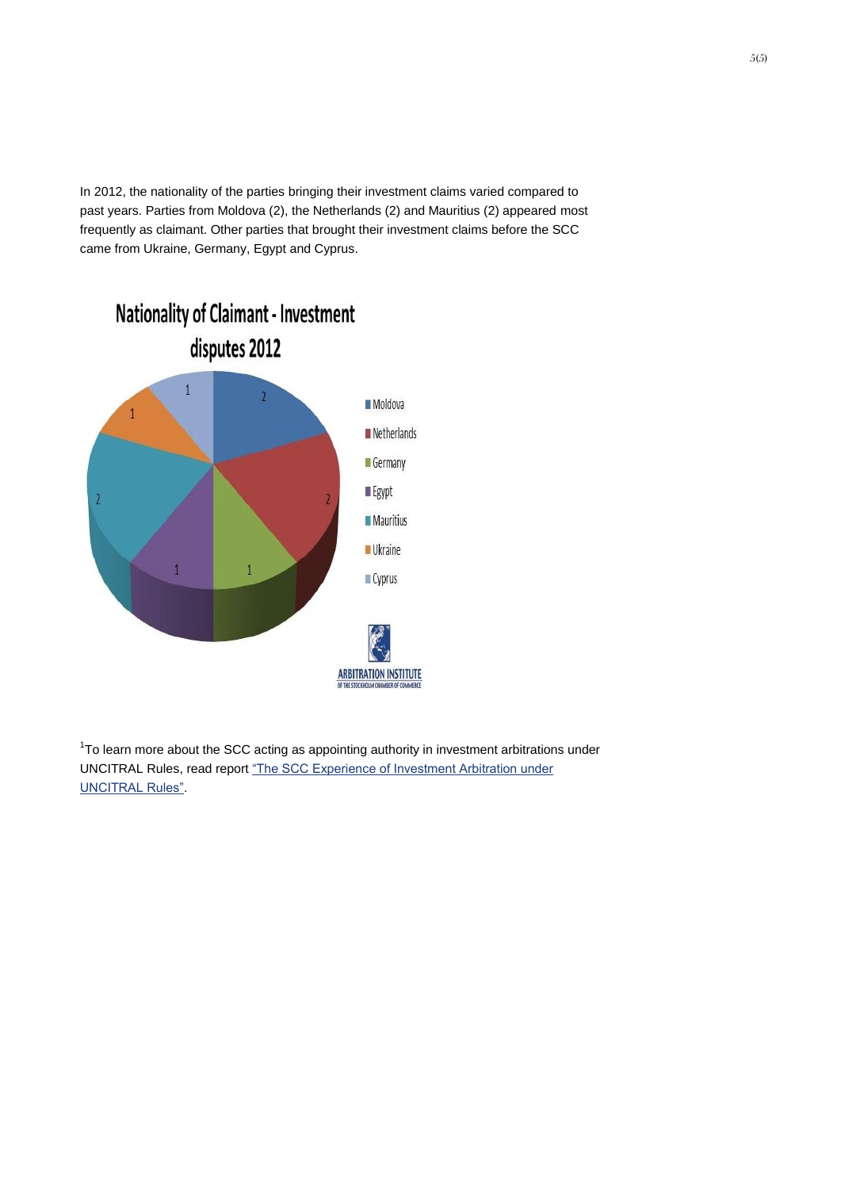In 2012, the nationality of the parties bringing their investment claims varied compared to past years. Parties from Moldova (2), the Netherlands (2) and Mauritius (2) appeared most frequently as claimant. Other parties that brought their investment claims before the SCC came from Ukraine, Germany, Egypt and Cyprus.

Nationality of Claimant - Investment disputes 2012

2
2
1
1
2
1
1

Moldova
Netherlands
Germany
Egypt
Mauritius
Ukraine
Cyprus

ARBITRATION INSTITUTE
OF THE STOCKHOLM CHAMBER OF COMMERCE

[1]To learn more about the SCC acting as appointing authority in investment arbitrations under UNCITRAL Rules, read report "The SCC Experience of Investment Arbitration under UNCITRAL Rules".